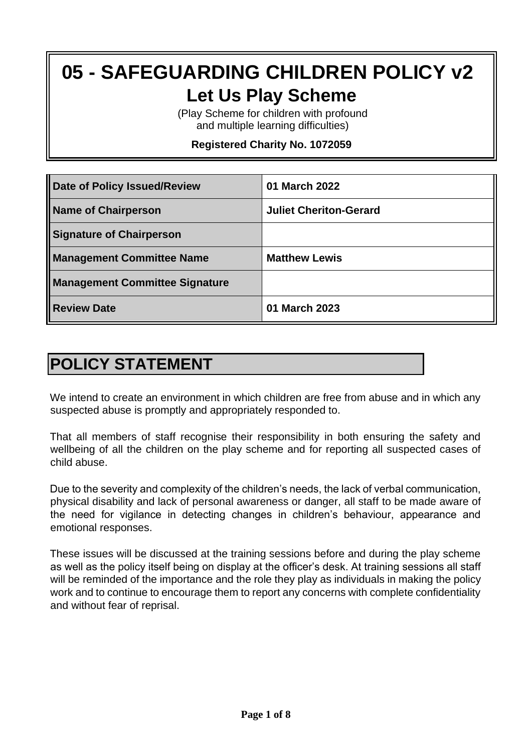# 05 - SAFEGUARDING CHILDREN POLICY v2

## Let Us Play Scheme

(Play Scheme for children with profound and multiple learning difficulties)

**Registered Charity No. 1072059**

| Field | Details |
|---|---|
| **Date of Policy Issued/Review** | **01 March 2022** |
| **Name of Chairperson** | **Juliet Cheriton-Gerard** |
| **Signature of Chairperson** | |
| **Management Committee Name** | **Matthew Lewis** |
| **Management Committe Signature** | |
| **Review Date** | **01 March 2023** |

## POLICY STATEMENT

We intend to create an environment in which children are free from abuse and in which any suspected abuse is promptly and appropriately responded to.

That all members of staff recognise their responsibility in both ensuring the safety and wellbeing of all the children on the play scheme and for reporting all suspected cases of child abuse.

Due to the severity and complexity of the children's needs, the lack of verbal communication, physical disability and lack of personal awareness or danger, all staff to be made aware of the need for vigilance in detecting changes in children's behaviour, appearance and emotional responses.

These issues will be discussed at the training sessions before and during the play scheme as well as the policy itself being on display at the officer's desk. At training sessions all staff will be reminded of the importance and the role they play as individuals in making the policy work and to continue to encourage them to report any concerns with complete confidentiality and without fear of reprisal.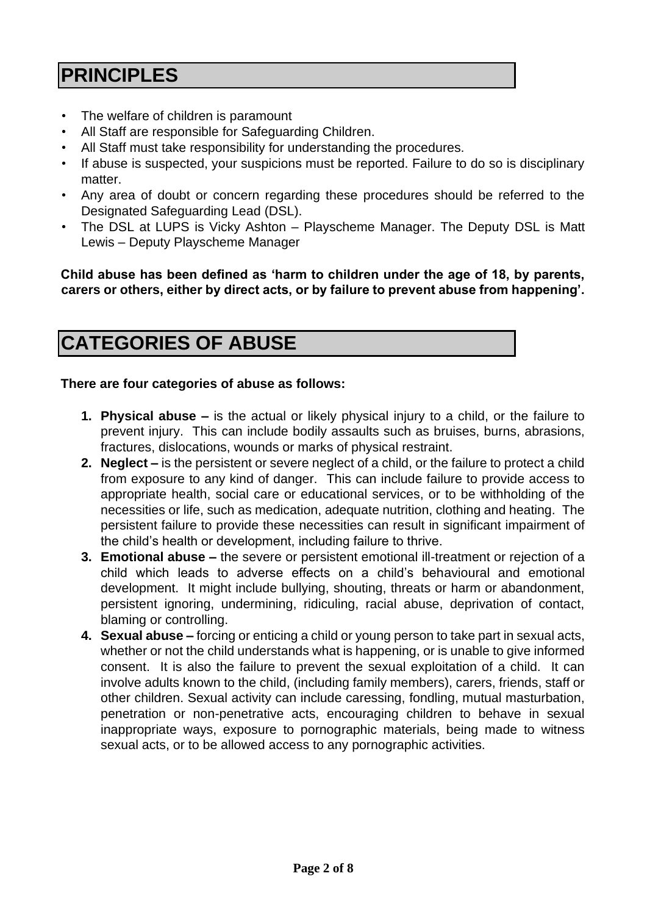# PRINCIPLES

- The welfare of children is paramount
- All Staff are responsible for Safeguarding Children.
- All Staff must take responsibility for understanding the procedures.
- If abuse is suspected, your suspicions must be reported. Failure to do so is disciplinary matter.
- Any area of doubt or concern regarding these procedures should be referred to the Designated Safeguarding Lead (DSL).
- The DSL at LUPS is Vicky Ashton – Playscheme Manager. The Deputy DSL is Matt Lewis – Deputy Playscheme Manager

**Child abuse has been defined as 'harm to children under the age of 18, by parents, carers or others, either by direct acts, or by failure to prevent abuse from happening'.**

# CATEGORIES OF ABUSE

**There are four categories of abuse as follows:**

1. **Physical abuse –** is the actual or likely physical injury to a child, or the failure to prevent injury. This can include bodily assaults such as bruises, burns, abrasions, fractures, dislocations, wounds or marks of physical restraint.
2. **Neglect –** is the persistent or severe neglect of a child, or the failure to protect a child from exposure to any kind of danger. This can include failure to provide access to appropriate health, social care or educational services, or to be withholding of the necessities or life, such as medication, adequate nutrition, clothing and heating. The persistent failure to provide these necessities can result in significant impairment of the child's health or development, including failure to thrive.
3. **Emotional abuse –** the severe or persistent emotional ill-treatment or rejection of a child which leads to adverse effects on a child's behavioural and emotional development. It might include bullying, shouting, threats or harm or abandonment, persistent ignoring, undermining, ridiculing, racial abuse, deprivation of contact, blaming or controlling.
4. **Sexual abuse –** forcing or enticing a child or young person to take part in sexual acts, whether or not the child understands what is happening, or is unable to give informed consent. It is also the failure to prevent the sexual exploitation of a child. It can involve adults known to the child, (including family members), carers, friends, staff or other children. Sexual activity can include caressing, fondling, mutual masturbation, penetration or non-penetrative acts, encouraging children to behave in sexual inappropriate ways, exposure to pornographic materials, being made to witness sexual acts, or to be allowed access to any pornographic activities.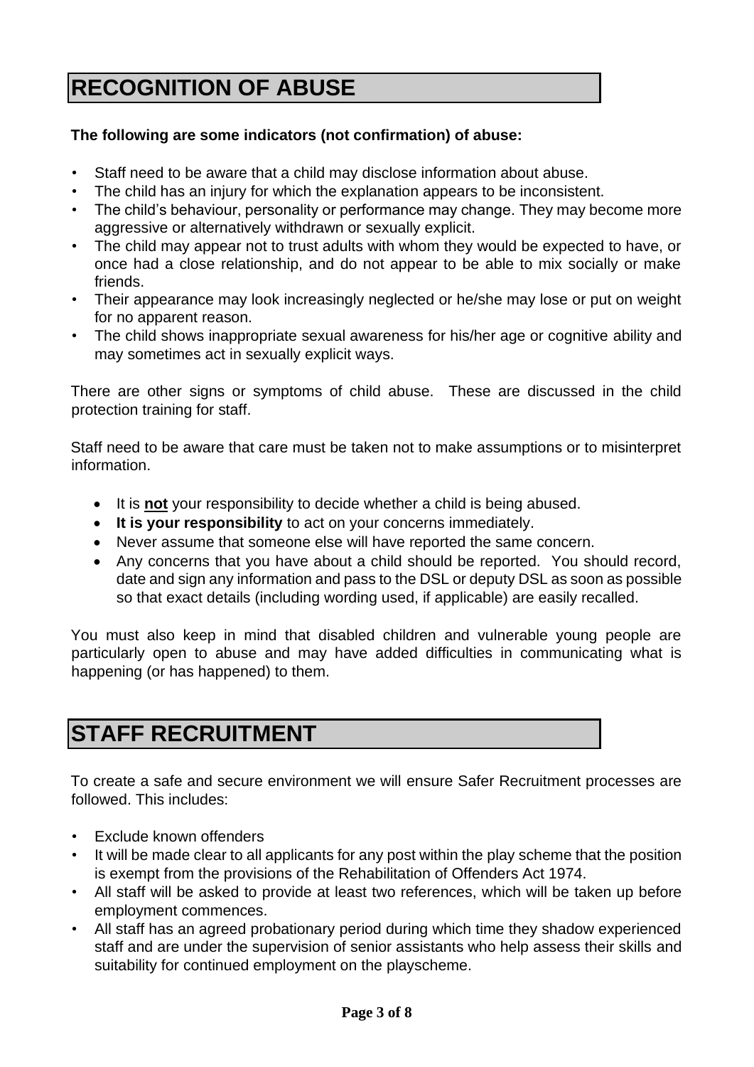# RECOGNITION OF ABUSE

**The following are some indicators (not confirmation) of abuse:**

- Staff need to be aware that a child may disclose information about abuse.
- The child has an injury for which the explanation appears to be inconsistent.
- The child's behaviour, personality or performance may change. They may become more aggressive or alternatively withdrawn or sexually explicit.
- The child may appear not to trust adults with whom they would be expected to have, or once had a close relationship, and do not appear to be able to mix socially or make friends.
- Their appearance may look increasingly neglected or he/she may lose or put on weight for no apparent reason.
- The child shows inappropriate sexual awareness for his/her age or cognitive ability and may sometimes act in sexually explicit ways.

There are other signs or symptoms of child abuse. These are discussed in the child protection training for staff.

Staff need to be aware that care must be taken not to make assumptions or to misinterpret information.

- It is **not** your responsibility to decide whether a child is being abused.
- **It is your responsibility** to act on your concerns immediately.
- Never assume that someone else will have reported the same concern.
- Any concerns that you have about a child should be reported. You should record, date and sign any information and pass to the DSL or deputy DSL as soon as possible so that exact details (including wording used, if applicable) are easily recalled.

You must also keep in mind that disabled children and vulnerable young people are particularly open to abuse and may have added difficulties in communicating what is happening (or has happened) to them.

# STAFF RECRUITMENT

To create a safe and secure environment we will ensure Safer Recruitment processes are followed. This includes:

- Exclude known offenders
- It will be made clear to all applicants for any post within the play scheme that the position is exempt from the provisions of the Rehabilitation of Offenders Act 1974.
- All staff will be asked to provide at least two references, which will be taken up before employment commences.
- All staff has an agreed probationary period during which time they shadow experienced staff and are under the supervision of senior assistants who help assess their skills and suitability for continued employment on the playscheme.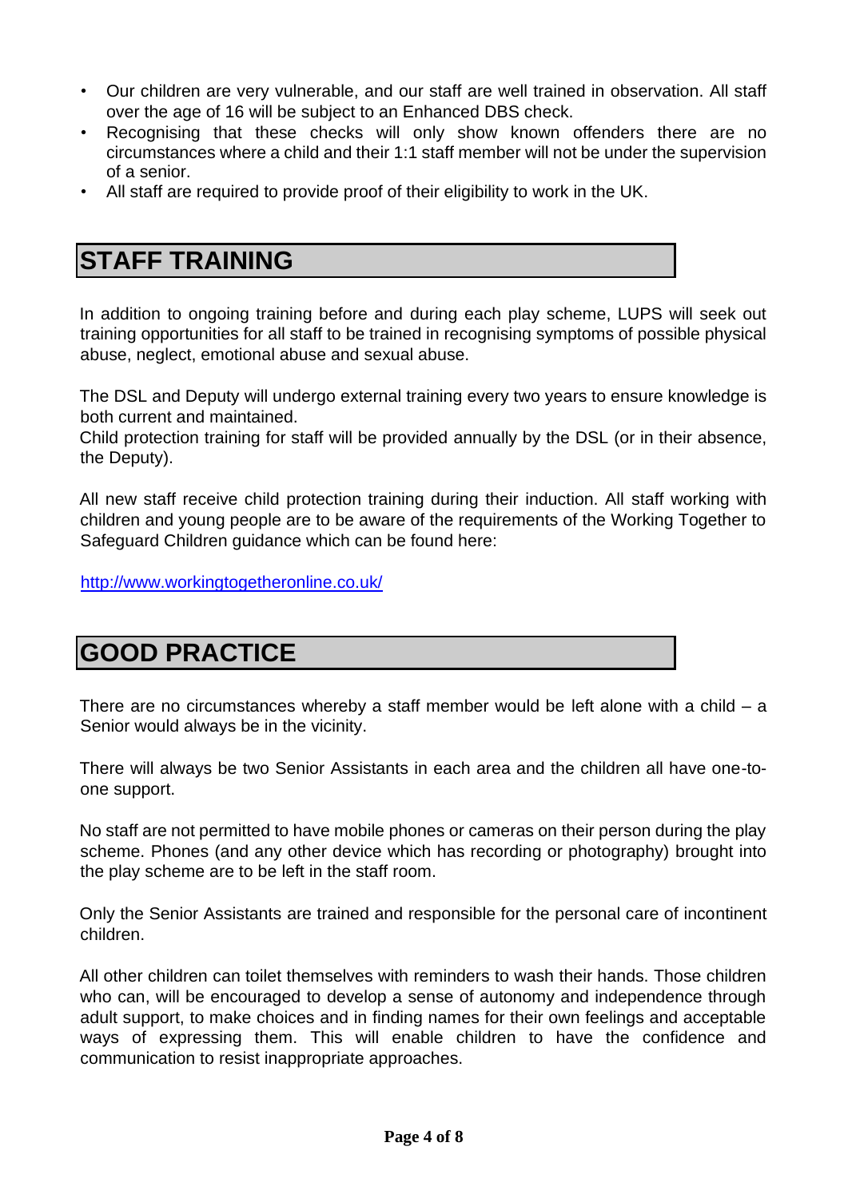- Our children are very vulnerable, and our staff are well trained in observation. All staff over the age of 16 will be subject to an Enhanced DBS check.
- Recognising that these checks will only show known offenders there are no circumstances where a child and their 1:1 staff member will not be under the supervision of a senior.
- All staff are required to provide proof of their eligibility to work in the UK.

## STAFF TRAINING

In addition to ongoing training before and during each play scheme, LUPS will seek out training opportunities for all staff to be trained in recognising symptoms of possible physical abuse, neglect, emotional abuse and sexual abuse.

The DSL and Deputy will undergo external training every two years to ensure knowledge is both current and maintained.
Child protection training for staff will be provided annually by the DSL (or in their absence, the Deputy).

All new staff receive child protection training during their induction. All staff working with children and young people are to be aware of the requirements of the Working Together to Safeguard Children guidance which can be found here:

http://www.workingtogetheronline.co.uk/

## GOOD PRACTICE

There are no circumstances whereby a staff member would be left alone with a child – a Senior would always be in the vicinity.

There will always be two Senior Assistants in each area and the children all have one-to-one support.

No staff are not permitted to have mobile phones or cameras on their person during the play scheme. Phones (and any other device which has recording or photography) brought into the play scheme are to be left in the staff room.

Only the Senior Assistants are trained and responsible for the personal care of incontinent children.

All other children can toilet themselves with reminders to wash their hands. Those children who can, will be encouraged to develop a sense of autonomy and independence through adult support, to make choices and in finding names for their own feelings and acceptable ways of expressing them. This will enable children to have the confidence and communication to resist inappropriate approaches.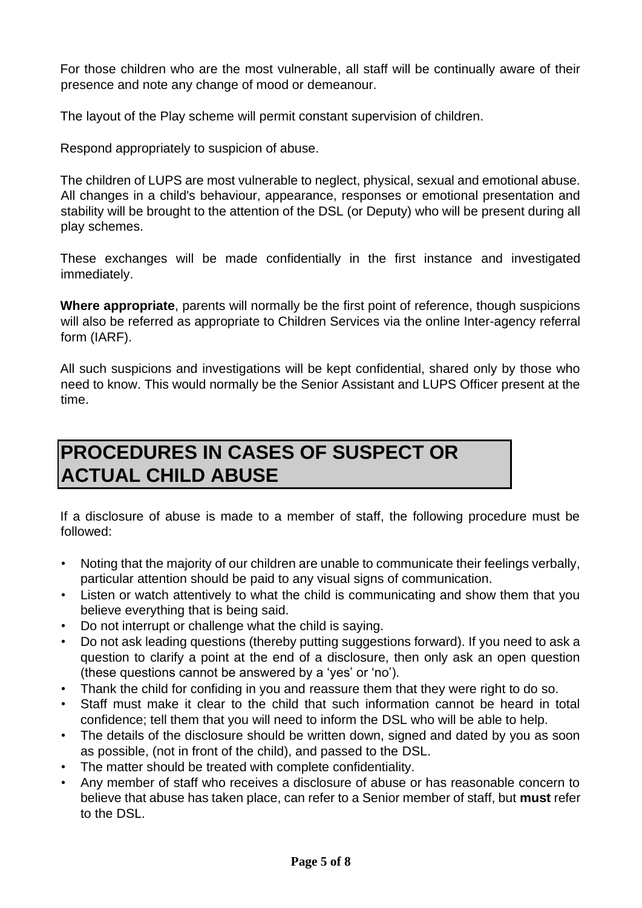For those children who are the most vulnerable, all staff will be continually aware of their presence and note any change of mood or demeanour.

The layout of the Play scheme will permit constant supervision of children.

Respond appropriately to suspicion of abuse.

The children of LUPS are most vulnerable to neglect, physical, sexual and emotional abuse. All changes in a child's behaviour, appearance, responses or emotional presentation and stability will be brought to the attention of the DSL (or Deputy) who will be present during all play schemes.

These exchanges will be made confidentially in the first instance and investigated immediately.

**Where appropriate**, parents will normally be the first point of reference, though suspicions will also be referred as appropriate to Children Services via the online Inter-agency referral form (IARF).

All such suspicions and investigations will be kept confidential, shared only by those who need to know. This would normally be the Senior Assistant and LUPS Officer present at the time.

# PROCEDURES IN CASES OF SUSPECT OR ACTUAL CHILD ABUSE

If a disclosure of abuse is made to a member of staff, the following procedure must be followed:

- Noting that the majority of our children are unable to communicate their feelings verbally, particular attention should be paid to any visual signs of communication.
- Listen or watch attentively to what the child is communicating and show them that you believe everything that is being said.
- Do not interrupt or challenge what the child is saying.
- Do not ask leading questions (thereby putting suggestions forward). If you need to ask a question to clarify a point at the end of a disclosure, then only ask an open question (these questions cannot be answered by a 'yes' or 'no').
- Thank the child for confiding in you and reassure them that they were right to do so.
- Staff must make it clear to the child that such information cannot be heard in total confidence; tell them that you will need to inform the DSL who will be able to help.
- The details of the disclosure should be written down, signed and dated by you as soon as possible, (not in front of the child), and passed to the DSL.
- The matter should be treated with complete confidentiality.
- Any member of staff who receives a disclosure of abuse or has reasonable concern to believe that abuse has taken place, can refer to a Senior member of staff, but **must** refer to the DSL.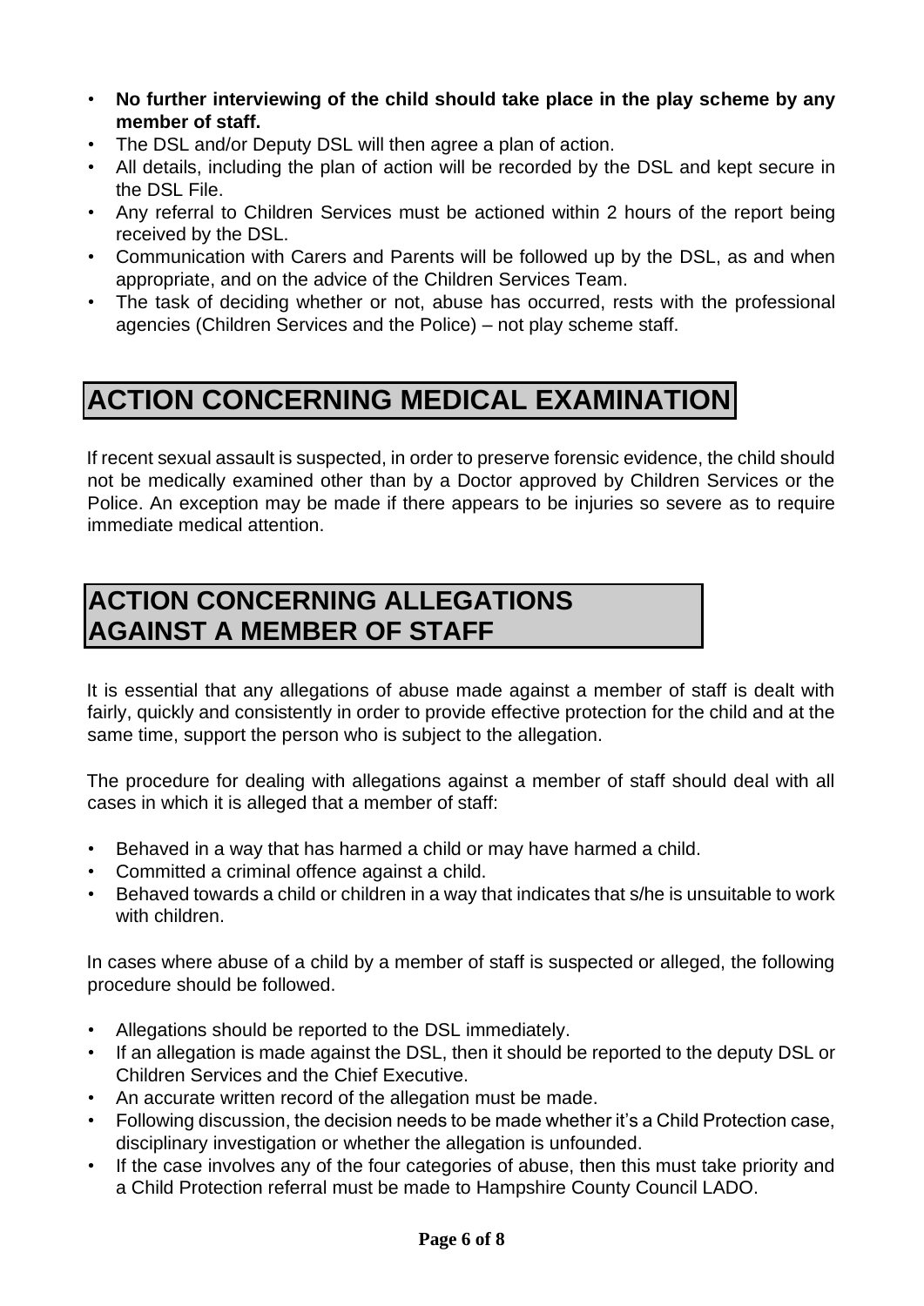- **No further interviewing of the child should take place in the play scheme by any member of staff.**
- The DSL and/or Deputy DSL will then agree a plan of action.
- All details, including the plan of action will be recorded by the DSL and kept secure in the DSL File.
- Any referral to Children Services must be actioned within 2 hours of the report being received by the DSL.
- Communication with Carers and Parents will be followed up by the DSL, as and when appropriate, and on the advice of the Children Services Team.
- The task of deciding whether or not, abuse has occurred, rests with the professional agencies (Children Services and the Police) – not play scheme staff.

# ACTION CONCERNING MEDICAL EXAMINATION

If recent sexual assault is suspected, in order to preserve forensic evidence, the child should not be medically examined other than by a Doctor approved by Children Services or the Police. An exception may be made if there appears to be injuries so severe as to require immediate medical attention.

# ACTION CONCERNING ALLEGATIONS AGAINST A MEMBER OF STAFF

It is essential that any allegations of abuse made against a member of staff is dealt with fairly, quickly and consistently in order to provide effective protection for the child and at the same time, support the person who is subject to the allegation.

The procedure for dealing with allegations against a member of staff should deal with all cases in which it is alleged that a member of staff:

- Behaved in a way that has harmed a child or may have harmed a child.
- Committed a criminal offence against a child.
- Behaved towards a child or children in a way that indicates that s/he is unsuitable to work with children.

In cases where abuse of a child by a member of staff is suspected or alleged, the following procedure should be followed.

- Allegations should be reported to the DSL immediately.
- If an allegation is made against the DSL, then it should be reported to the deputy DSL or Children Services and the Chief Executive.
- An accurate written record of the allegation must be made.
- Following discussion, the decision needs to be made whether it's a Child Protection case, disciplinary investigation or whether the allegation is unfounded.
- If the case involves any of the four categories of abuse, then this must take priority and a Child Protection referral must be made to Hampshire County Council LADO.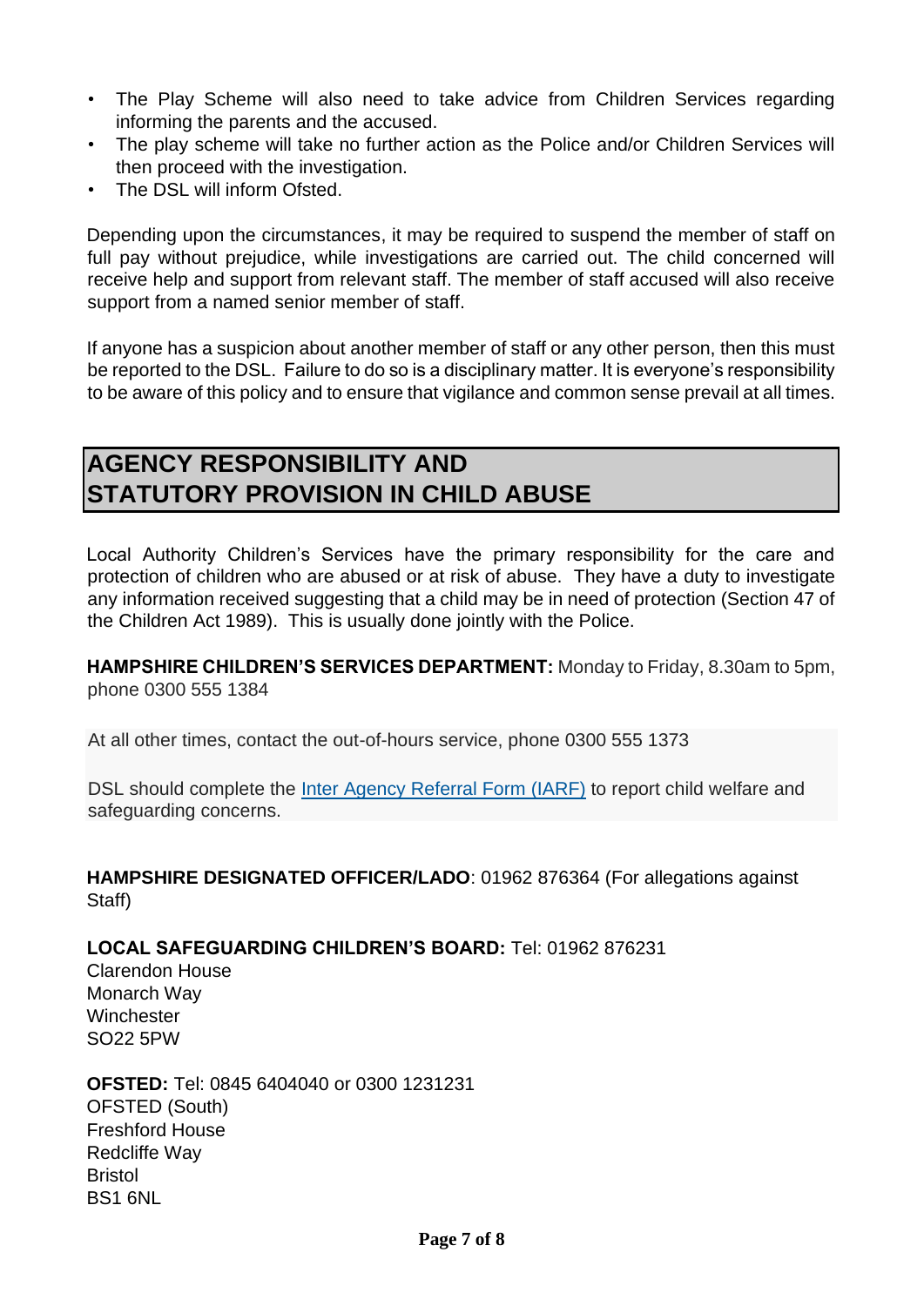- The Play Scheme will also need to take advice from Children Services regarding informing the parents and the accused.
- The play scheme will take no further action as the Police and/or Children Services will then proceed with the investigation.
- The DSL will inform Ofsted.

Depending upon the circumstances, it may be required to suspend the member of staff on full pay without prejudice, while investigations are carried out. The child concerned will receive help and support from relevant staff. The member of staff accused will also receive support from a named senior member of staff.

If anyone has a suspicion about another member of staff or any other person, then this must be reported to the DSL. Failure to do so is a disciplinary matter. It is everyone's responsibility to be aware of this policy and to ensure that vigilance and common sense prevail at all times.

## AGENCY RESPONSIBILITY AND STATUTORY PROVISION IN CHILD ABUSE

Local Authority Children's Services have the primary responsibility for the care and protection of children who are abused or at risk of abuse. They have a duty to investigate any information received suggesting that a child may be in need of protection (Section 47 of the Children Act 1989). This is usually done jointly with the Police.

**HAMPSHIRE CHILDREN'S SERVICES DEPARTMENT:** Monday to Friday, 8.30am to 5pm, phone 0300 555 1384

At all other times, contact the out-of-hours service, phone 0300 555 1373

DSL should complete the [Inter Agency Referral Form (IARF)]() to report child welfare and safeguarding concerns.

**HAMPSHIRE DESIGNATED OFFICER/LADO**: 01962 876364 (For allegations against Staff)

**LOCAL SAFEGUARDING CHILDREN'S BOARD:** Tel: 01962 876231
Clarendon House
Monarch Way
Winchester
SO22 5PW

**OFSTED:** Tel: 0845 6404040 or 0300 1231231
OFSTED (South)
Freshford House
Redcliffe Way
Bristol
BS1 6NL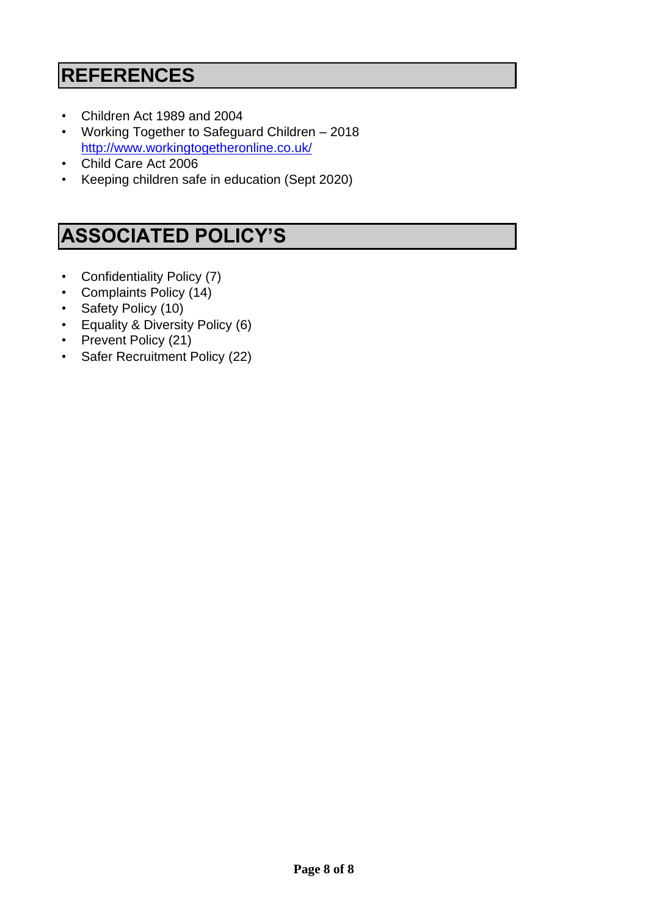## REFERENCES

- Children Act 1989 and 2004
- Working Together to Safeguard Children – 2018
  http://www.workingtogetheronline.co.uk/
- Child Care Act 2006
- Keeping children safe in education (Sept 2020)

## ASSOCIATED POLICY'S

- Confidentiality Policy (7)
- Complaints Policy (14)
- Safety Policy (10)
- Equality & Diversity Policy (6)
- Prevent Policy (21)
- Safer Recruitment Policy (22)